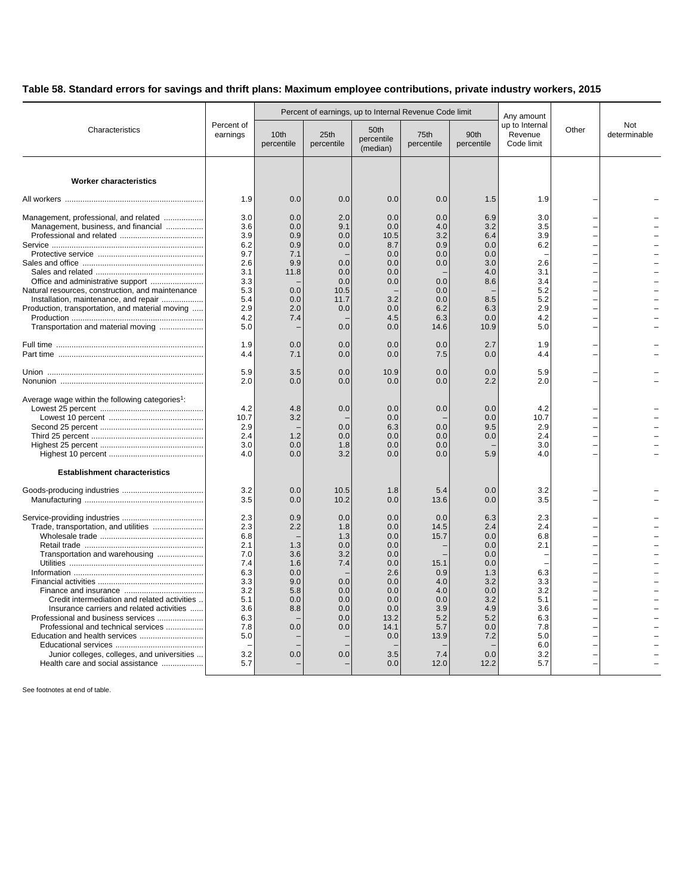## Table 58. Standard errors for savings and thrift plans: Maximum employee contributions, private industry workers, 2015

| Characteristics | Percent of earnings | Percent of earnings, up to Internal Revenue Code limit | | | | | Any amount up to Internal Revenue Code limit | Other | Not determinable |
|---|---|---|---|---|---|---|---|---|---|
| | | 10th percentile | 25th percentile | 50th percentile (median) | 75th percentile | 90th percentile | | | |
| **Worker characteristics** | | | | | | | | | |
| All workers | 1.9 | 0.0 | 0.0 | 0.0 | 0.0 | 1.5 | 1.9 | – | – |
| Management, professional, and related | 3.0 | 0.0 | 2.0 | 0.0 | 0.0 | 6.9 | 3.0 | – | – |
| Management, business, and financial | 3.6 | 0.0 | 9.1 | 0.0 | 4.0 | 3.2 | 3.5 | – | – |
| Professional and related | 3.9 | 0.9 | 0.0 | 10.5 | 3.2 | 6.4 | 3.9 | – | – |
| Service | 6.2 | 0.9 | 0.0 | 8.7 | 0.9 | 0.0 | 6.2 | – | – |
| Protective service | 9.7 | 7.1 | – | 0.0 | 0.0 | 0.0 | – | – | – |
| Sales and office | 2.6 | 9.9 | 0.0 | 0.0 | 0.0 | 3.0 | 2.6 | – | – |
| Sales and related | 3.1 | 11.8 | 0.0 | 0.0 | – | 4.0 | 3.1 | – | – |
| Office and administrative support | 3.3 | – | 0.0 | 0.0 | 0.0 | 8.6 | 3.4 | – | – |
| Natural resources, construction, and maintenance | 5.3 | 0.0 | 10.5 | – | 0.0 | – | 5.2 | – | – |
| Installation, maintenance, and repair | 5.4 | 0.0 | 11.7 | 3.2 | 0.0 | 8.5 | 5.2 | – | – |
| Production, transportation, and material moving | 2.9 | 2.0 | 0.0 | 0.0 | 6.2 | 6.3 | 2.9 | – | – |
| Production | 4.2 | 7.4 | – | 4.5 | 6.3 | 0.0 | 4.2 | – | – |
| Transportation and material moving | 5.0 | – | 0.0 | 0.0 | 14.6 | 10.9 | 5.0 | – | – |
| Full time | 1.9 | 0.0 | 0.0 | 0.0 | 0.0 | 2.7 | 1.9 | – | – |
| Part time | 4.4 | 7.1 | 0.0 | 0.0 | 7.5 | 0.0 | 4.4 | – | – |
| Union | 5.9 | 3.5 | 0.0 | 10.9 | 0.0 | 0.0 | 5.9 | – | – |
| Nonunion | 2.0 | 0.0 | 0.0 | 0.0 | 0.0 | 2.2 | 2.0 | – | – |
| Average wage within the following categories[1]: | | | | | | | | | |
| Lowest 25 percent | 4.2 | 4.8 | 0.0 | 0.0 | 0.0 | 0.0 | 4.2 | – | – |
| Lowest 10 percent | 10.7 | 3.2 | – | 0.0 | – | 0.0 | 10.7 | – | – |
| Second 25 percent | 2.9 | – | 0.0 | 6.3 | 0.0 | 9.5 | 2.9 | – | – |
| Third 25 percent | 2.4 | 1.2 | 0.0 | 0.0 | 0.0 | 0.0 | 2.4 | – | – |
| Highest 25 percent | 3.0 | 0.0 | 1.8 | 0.0 | 0.0 | – | 3.0 | – | – |
| Highest 10 percent | 4.0 | 0.0 | 3.2 | 0.0 | 0.0 | 5.9 | 4.0 | – | – |
| **Establishment characteristics** | | | | | | | | | |
| Goods-producing industries | 3.2 | 0.0 | 10.5 | 1.8 | 5.4 | 0.0 | 3.2 | – | – |
| Manufacturing | 3.5 | 0.0 | 10.2 | 0.0 | 13.6 | 0.0 | 3.5 | – | – |
| Service-providing industries | 2.3 | 0.9 | 0.0 | 0.0 | 0.0 | 6.3 | 2.3 | – | – |
| Trade, transportation, and utilities | 2.3 | 2.2 | 1.8 | 0.0 | 14.5 | 2.4 | 2.4 | – | – |
| Wholesale trade | 6.8 | – | 1.3 | 0.0 | 15.7 | 0.0 | 6.8 | – | – |
| Retail trade | 2.1 | 1.3 | 0.0 | 0.0 | – | 0.0 | 2.1 | – | – |
| Transportation and warehousing | 7.0 | 3.6 | 3.2 | 0.0 | – | 0.0 | – | – | – |
| Utilities | 7.4 | 1.6 | 7.4 | 0.0 | 15.1 | 0.0 | – | – | – |
| Information | 6.3 | 0.0 | – | 2.6 | 0.9 | 1.3 | 6.3 | – | – |
| Financial activities | 3.3 | 9.0 | 0.0 | 0.0 | 4.0 | 3.2 | 3.3 | – | – |
| Finance and insurance | 3.2 | 5.8 | 0.0 | 0.0 | 4.0 | 0.0 | 3.2 | – | – |
| Credit intermediation and related activities | 5.1 | 0.0 | 0.0 | 0.0 | 0.0 | 3.2 | 5.1 | – | – |
| Insurance carriers and related activities | 3.6 | 8.8 | 0.0 | 0.0 | 3.9 | 4.9 | 3.6 | – | – |
| Professional and business services | 6.3 | – | 0.0 | 13.2 | 5.2 | 5.2 | 6.3 | – | – |
| Professional and technical services | 7.8 | 0.0 | 0.0 | 14.1 | 5.7 | 0.0 | 7.8 | – | – |
| Education and health services | 5.0 | – | – | 0.0 | 13.9 | 7.2 | 5.0 | – | – |
| Educational services | – | – | – | – | – | – | 6.0 | – | – |
| Junior colleges, colleges, and universities | 3.2 | 0.0 | 0.0 | 3.5 | 7.4 | 0.0 | 3.2 | – | – |
| Health care and social assistance | 5.7 | – | – | 0.0 | 12.0 | 12.2 | 5.7 | – | – |

See footnotes at end of table.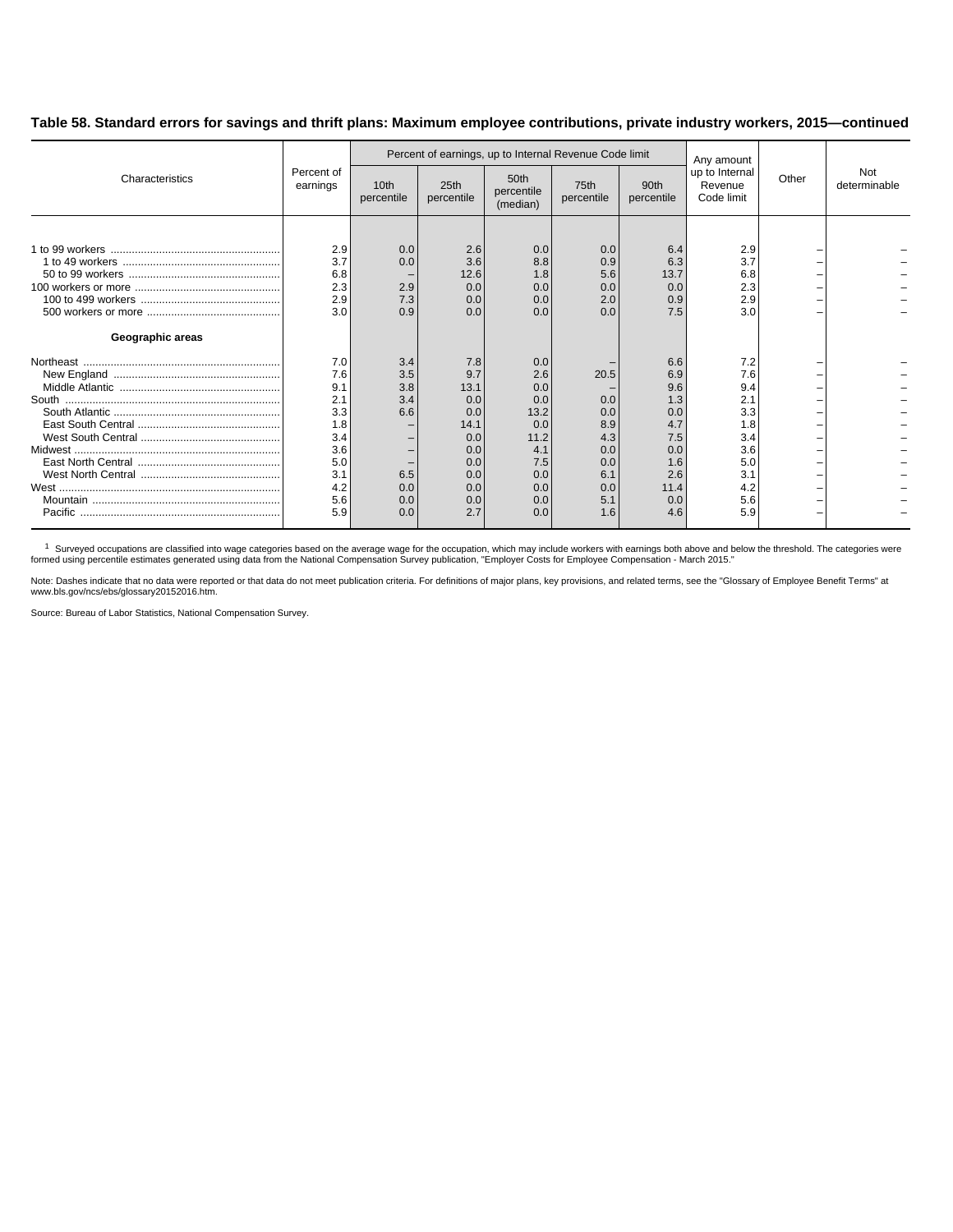## Table 58. Standard errors for savings and thrift plans: Maximum employee contributions, private industry workers, 2015—continued

| Characteristics | Percent of earnings | Percent of earnings, up to Internal Revenue Code limit | | | | | Any amount up to Internal Revenue Code limit | Other | Not determinable |
|---|---|---|---|---|---|---|---|---|---|
| | | 10th percentile | 25th percentile | 50th percentile (median) | 75th percentile | 90th percentile | | | |
| 1 to 99 workers | 2.9 | 0.0 | 2.6 | 0.0 | 0.0 | 6.4 | 2.9 | – | – |
| 1 to 49 workers | 3.7 | 0.0 | 3.6 | 8.8 | 0.9 | 6.3 | 3.7 | – | – |
| 50 to 99 workers | 6.8 | – | 12.6 | 1.8 | 5.6 | 13.7 | 6.8 | – | – |
| 100 workers or more | 2.3 | 2.9 | 0.0 | 0.0 | 0.0 | 0.0 | 2.3 | – | – |
| 100 to 499 workers | 2.9 | 7.3 | 0.0 | 0.0 | 2.0 | 0.9 | 2.9 | – | – |
| 500 workers or more | 3.0 | 0.9 | 0.0 | 0.0 | 0.0 | 7.5 | 3.0 | – | – |
| **Geographic areas** | | | | | | | | | |
| Northeast | 7.0 | 3.4 | 7.8 | 0.0 | – | 6.6 | 7.2 | – | – |
| New England | 7.6 | 3.5 | 9.7 | 2.6 | 20.5 | 6.9 | 7.6 | – | – |
| Middle Atlantic | 9.1 | 3.8 | 13.1 | 0.0 | – | 9.6 | 9.4 | – | – |
| South | 2.1 | 3.4 | 0.0 | 0.0 | 0.0 | 1.3 | 2.1 | – | – |
| South Atlantic | 3.3 | 6.6 | 0.0 | 13.2 | 0.0 | 0.0 | 3.3 | – | – |
| East South Central | 1.8 | – | 14.1 | 0.0 | 8.9 | 4.7 | 1.8 | – | – |
| West South Central | 3.4 | – | 0.0 | 11.2 | 4.3 | 7.5 | 3.4 | – | – |
| Midwest | 3.6 | – | 0.0 | 4.1 | 0.0 | 0.0 | 3.6 | – | – |
| East North Central | 5.0 | – | 0.0 | 7.5 | 0.0 | 1.6 | 5.0 | – | – |
| West North Central | 3.1 | 6.5 | 0.0 | 0.0 | 6.1 | 2.6 | 3.1 | – | – |
| West | 4.2 | 0.0 | 0.0 | 0.0 | 0.0 | 11.4 | 4.2 | – | – |
| Mountain | 5.6 | 0.0 | 0.0 | 0.0 | 5.1 | 0.0 | 5.6 | – | – |
| Pacific | 5.9 | 0.0 | 2.7 | 0.0 | 1.6 | 4.6 | 5.9 | – | – |

[1] Surveyed occupations are classified into wage categories based on the average wage for the occupation, which may include workers with earnings both above and below the threshold. The categories were formed using percentile estimates generated using data from the National Compensation Survey publication, "Employer Costs for Employee Compensation - March 2015."

Note: Dashes indicate that no data were reported or that data do not meet publication criteria. For definitions of major plans, key provisions, and related terms, see the "Glossary of Employee Benefit Terms" at www.bls.gov/ncs/ebs/glossary20152016.htm.

Source: Bureau of Labor Statistics, National Compensation Survey.